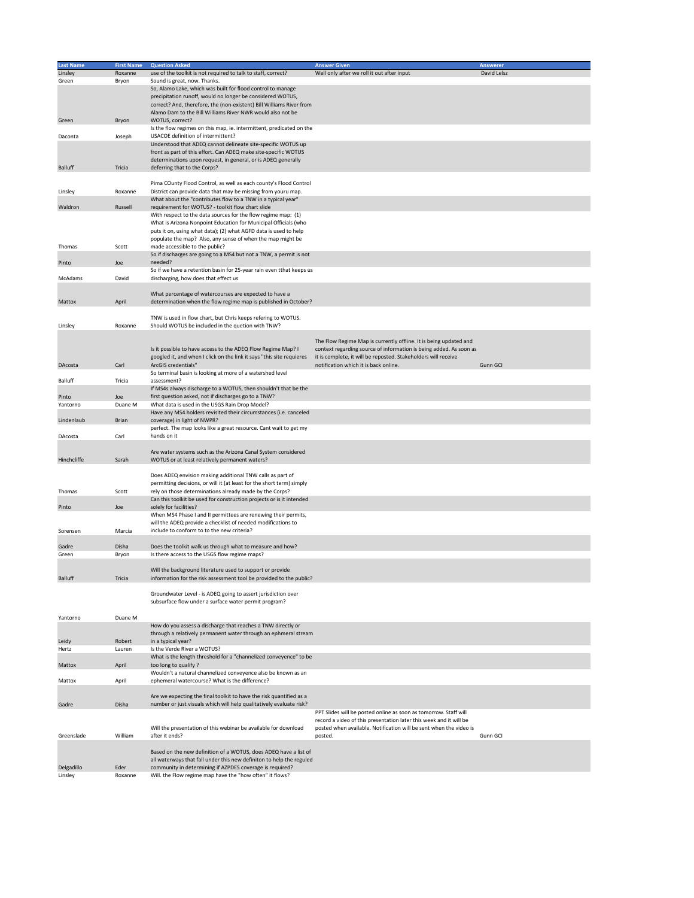| Last Name | First Name | Question Asked | Answer Given | Answerer |
|---|---|---|---|---|
| Linsley | Roxanne | use of the toolkit is not required to talk to staff, correct? | Well only after we roll it out after input | David Lelsz |
| Green | Bryon | Sound is great, now. Thanks. | | |
| Green | Bryon | So, Alamo Lake, which was built for flood control to manage precipitation runoff, would no longer be considered WOTUS, correct? And, therefore, the (non-existent) Bill Williams River from Alamo Dam to the Bill Williams River NWR would also not be WOTUS, correct? | | |
| Daconta | Joseph | Is the flow regimes on this map, ie. intermittent, predicated on the USACOE definition of intermittent? | | |
| Balluff | Tricia | Understood that ADEQ cannot delineate site-specific WOTUS up front as part of this effort. Can ADEQ make site-specific WOTUS determinations upon request, in general, or is ADEQ generally deferring that to the Corps? | | |
| Linsley | Roxanne | Pima COunty Flood Control, as well as each county's Flood Control District can provide data that may be missing from youru map. | | |
| Waldron | Russell | What about the "contributes flow to a TNW in a typical year" requirement for WOTUS? - toolkit flow chart slide | | |
| Thomas | Scott | With respect to the data sources for the flow regime map: (1) What is Arizona Nonpoint Education for Municipal Officials (who puts it on, using what data); (2) what AGFD data is used to help populate the map? Also, any sense of when the map might be made accessible to the public? | | |
| Pinto | Joe | So if discharges are going to a MS4 but not a TNW, a permit is not needed? | | |
| McAdams | David | So if we have a retention basin for 25-year rain even tthat keeps us discharging, how does that effect us | | |
| Mattox | April | What percentage of watercourses are expected to have a determination when the flow regime map is published in October? | | |
| Linsley | Roxanne | TNW is used in flow chart, but Chris keeps refering to WOTUS. Should WOTUS be included in the quetion with TNW? | | |
| DAcosta | Carl | Is it possible to have access to the ADEQ Flow Regime Map? I googled it, and when I click on the link it says "this site requieres ArcGIS credentials" | The Flow Regime Map is currently offline. It is being updated and context regarding source of information is being added. As soon as it is complete, it will be reposted. Stakeholders will receive notification which it is back online. | Gunn GCI |
| Balluff | Tricia | So terminal basin is looking at more of a watershed level assessment? | | |
| Pinto | Joe | If MS4s always discharge to a WOTUS, then shouldn't that be the first question asked, not if discharges go to a TNW? | | |
| Yantorno | Duane M | What data is used in the USGS Rain Drop Model? | | |
| Lindenlaub | Brian | Have any MS4 holders revisited their circumstances (i.e. canceled coverage) in light of NWPR? | | |
| DAcosta | Carl | perfect. The map looks like a great resource. Cant wait to get my hands on it | | |
| Hinchcliffe | Sarah | Are water systems such as the Arizona Canal System considered WOTUS or at least relatively permanent waters? | | |
| Thomas | Scott | Does ADEQ envision making additional TNW calls as part of permitting decisions, or will it (at least for the short term) simply rely on those determinations already made by the Corps? | | |
| Pinto | Joe | Can this toolkit be used for construction projects or is it intended solely for facilities? | | |
| Sorensen | Marcia | When MS4 Phase I and II permittees are renewing their permits, will the ADEQ provide a checklist of needed modifications to include to conform to to the new criteria? | | |
| Gadre | Disha | Does the toolkit walk us through what to measure and how? | | |
| Green | Bryon | Is there access to the USGS flow regime maps? | | |
| Balluff | Tricia | Will the background literature used to support or provide information for the risk assessment tool be provided to the public? | | |
| Yantorno | Duane M | Groundwater Level - is ADEQ going to assert jurisdiction over subsurface flow under a surface water permit program? | | |
| Leidy | Robert | How do you assess a discharge that reaches a TNW directly or through a relatively permanent water through an ephmeral stream in a typical year? | | |
| Hertz | Lauren | Is the Verde River a WOTUS? | | |
| Mattox | April | What is the length threshold for a "channelized conveyence" to be too long to qualify ? | | |
| Mattox | April | Wouldn't a natural channelized conveyance also be known as an ephemeral watercourse? What is the difference? | | |
| Gadre | Disha | Are we expecting the final toolkit to have the risk quantified as a number or just visuals which will help qualitatively evaluate risk? | | |
| Greenslade | William | Will the presentation of this webinar be available for download after it ends? | PPT Slides will be posted online as soon as tomorrow. Staff will record a video of this presentation later this week and it will be posted when available. Notification will be sent when the video is posted. | Gunn GCI |
| Delgadillo | Eder | Based on the new definition of a WOTUS, does ADEQ have a list of all waterways that fall under this new definiton to help the reguled community in determining if AZPDES coverage is required? | | |
| Linsley | Roxanne | Will. the Flow regime map have the "how often" it flows? | | |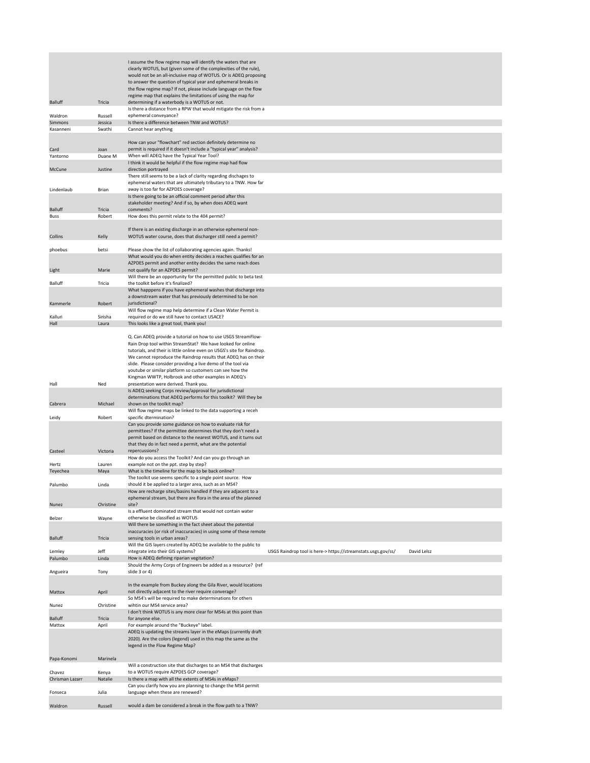| | | | | |
|---|---|---|---|---|
| Balluff | Tricia | I assume the flow regime map will identify the waters that are clearly WOTUS, but (given some of the complexities of the rule), would not be an all-inclusive map of WOTUS. Or is ADEQ proposing to answer the question of typical year and ephemeral breaks in the flow regime map? If not, please include language on the flow regime map that explains the limitations of using the map for determining if a waterbody is a WOTUS or not. | | |
| Waldron | Russell | Is there a distance from a RPW that would mitigate the risk from a ephemeral conveyance? | | |
| Simmons | Jessica | Is there a difference between TNW and WOTUS? | | |
| Kasanneni | Swathi | Cannot hear anything | | |
| Card | Joan | How can your "flowchart" red section definitely determine no permit is required if it doesn't include a "typical year" analysis? | | |
| Yantorno | Duane M | When will ADEQ have the Typical Year Tool? | | |
| McCune | Justine | I think it would be helpful if the flow regime map had flow direction portrayed | | |
| Lindenlaub | Brian | There still seems to be a lack of clarity regarding dischages to ephemeral waters that are ultimately tributary to a TNW. How far away is too far for AZPDES coverage? | | |
| Balluff | Tricia | Is there going to be an official comment period after this stakeholder meeting? And if so, by when does ADEQ want comments? | | |
| Buss | Robert | How does this permit relate to the 404 permit? | | |
| Collins | Kelly | If there is an existing discharge in an otherwise ephemeral non-WOTUS water course, does that discharger still need a permit? | | |
| phoebus | betsi | Please show the list of collaborating agencies again. Thanks! | | |
| Light | Marie | What would you do when entity decides a reaches qualifies for an AZPDES permit and another entity decides the same reach does not qualify for an AZPDES permit? | | |
| Balluff | Tricia | Will there be an opportunity for the permitted public to beta test the toolkit before it's finalized? | | |
| Kammerle | Robert | What happpens if you have ephemeral washes that discharge into a downstream water that has previously determined to be non jurisdictional? | | |
| Kalluri | Sirisha | Will flow regime map help determine if a Clean Water Permit is required or do we still have to contact USACE? | | |
| Hall | Laura | This looks like a great tool, thank you! | | |
| Hall | Ned | Q. Can ADEQ provide a tutorial on how to use USGS StreamFlow-Rain Drop tool within StreamStat? We have looked for online tutorials, and their is little online even on USGS's site for Raindrop. We cannot reproduce the Raindrop results that ADEQ has on their slide. Please consider providing a live demo of the tool via youtube or similar platform so customers can see how the Kingman WWTP, Holbrook and other examples in ADEQ's presentation were derived. Thank you. | | |
| Cabrera | Michael | Is ADEQ seeking Corps review/approval for jurisdictional determinations that ADEQ performs for this toolkit? Will they be shown on the toolkit map? | | |
| Leidy | Robert | Will flow regime maps be linked to the data supporting a receh specific dtermination? | | |
| Casteel | Victoria | Can you provide some guidance on how to evaluate risk for permittees? If the permittee determines that they don't need a permit based on distance to the nearest WOTUS, and it turns out that they do in fact need a permit, what are the potential repercussions? | | |
| Hertz | Lauren | How do you access the Toolkit? And can you go through an example not on the ppt. step by step? | | |
| Teyechea | Maya | What is the timeline for the map to be back online? | | |
| Palumbo | Linda | The toolkit use seems specific to a single point source. How should it be applied to a larger area, such as an MS4? | | |
| Nunez | Christine | How are recharge sites/basins handled if they are adjacent to a ephemeral stream, but there are flora in the area of the planned site? | | |
| Belzer | Wayne | Is a effluent dominated stream that would not contain water otherwise be classified as WOTUS | | |
| Balluff | Tricia | Will there be something in the fact sheet about the potential inaccuracies (or risk of inaccuracies) in using some of these remote sensing tools in urban areas? | | |
| Lemley | Jeff | Will the GIS layers created by ADEQ be available to the public to integrate into their GIS systems? | USGS Raindrop tool is here-> https://streamstats.usgs.gov/ss/ | David Lelsz |
| Palumbo | Linda | How is ADEQ defining riparian vegitation? | | |
| Angueira | Tony | Should the Army Corps of Engineers be added as a resource? (ref slide 3 or 4) | | |
| Mattox | April | In the example from Buckey along the Gila River, would locations not directly adjacent to the river require converage? | | |
| Nunez | Christine | So MS4's will be required to make determinations for others wihtin our MS4 service area? | | |
| Balluff | Tricia | I don't think WOTUS is any more clear for MS4s at this point than for anyone else. | | |
| Mattox | April | For example around the "Buckeye" label. | | |
| Papa-Konomi | Marinela | ADEQ is updating the streams layer in the eMaps (currently draft 2020). Are the colors (legend) used in this map the same as the legend in the Flow Regime Map? | | |
| Chavez | Kenya | Will a construction site that discharges to an MS4 that discharges to a WOTUS require AZPDES GCP coverage? | | |
| Chrisman Lazarr | Natalie | Is there a map with all the extents of MS4s in eMaps? | | |
| Fonseca | Julia | Can you clarify how you are planning to change the MS4 permit language when these are renewed? | | |
| Waldron | Russell | would a dam be considered a break in the flow path to a TNW? | | |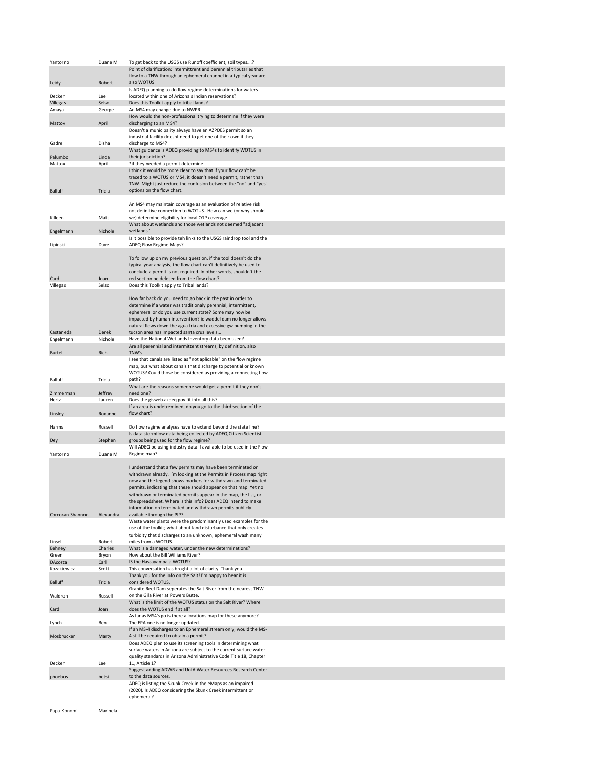| | | |
|---|---|---|
| Yantorno | Duane M | To get back to the USGS use Runoff coefficient, soil types....? |
| Leidy | Robert | Point of clarification: intermittrent and perennial tributaries that flow to a TNW through an ephemeral channel in a typical year are also WOTUS. |
| Decker | Lee | Is ADEQ planning to do flow regime determinations for waters located within one of Arizona's Indian reservations? |
| Villegas | Selso | Does this Toolkit apply to tribal lands? |
| Amaya | George | An MS4 may change due to NWPR |
| Mattox | April | How would the non-professional trying to determine if they were discharging to an MS4? |
| Gadre | Disha | Doesn't a municipality always have an AZPDES permit so an industrial facility doesnt need to get one of their own if they discharge to MS4? |
| Palumbo | Linda | What guidance is ADEQ providing to MS4s to identify WOTUS in their jurisdiction? |
| Mattox | April | *if they needed a permit determine |
| Balluff | Tricia | I think it would be more clear to say that if your flow can't be traced to a WOTUS or MS4, it doesn't need a permit, rather than TNW. Might just reduce the confusion between the "no" and "yes" options on the flow chart. |
| Killeen | Matt | An MS4 may maintain coverage as an evaluation of relative risk not definitive connection to WOTUS. How can we (or why should we) determine eligibility for local CGP coverage. |
| Engelmann | Nichole | What about wetlands and those wetlands not deemed "adjacent wetlands" |
| Lipinski | Dave | Is it possible to provide teh links to the USGS raindrop tool and the ADEQ Flow Regime Maps? |
| Card | Joan | To follow up on my previous question, if the tool doesn't do the typical year analysis, the flow chart can't definitively be used to conclude a permit is not required. In other words, shouldn't the red section be deleted from the flow chart? |
| Villegas | Selso | Does this Toolkit apply to Tribal lands? |
| Castaneda | Derek | How far back do you need to go back in the past in order to determine if a water was traditionaly perennial, intermittent, ephemeral or do you use current state? Some may now be impacted by human intervention? ie waddel dam no longer allows natural flows down the agua fria and excessive gw pumping in the tucson area has impacted santa cruz levels... |
| Engelmann | Nichole | Have the National Wetlands Inventory data been used? |
| Burtell | Rich | Are all perennial and intermittent streams, by definition, also TNW's |
| Balluff | Tricia | I see that canals are listed as "not aplicable" on the flow regime map, but what about canals that discharge to potential or known WOTUS? Could those be considered as providing a connecting flow path? |
| Zimmerman | Jeffrey | What are the reasons someone would get a permit if they don't need one? |
| Hertz | Lauren | Does the gisweb.azdeq.gov fit into all this? |
| Linsley | Roxanne | If an area is undetremined, do you go to the third section of the flow chart? |
| Harms | Russell | Do flow regime analyses have to extend beyond the state line? |
| Dey | Stephen | Is data stormflow data being collected by ADEQ Citizen Scientist groups being used for the flow regime? |
| Yantorno | Duane M | Will ADEQ be using industry data if available to be used in the Flow Regime map? |
| Corcoran-Shannon | Alexandra | I understand that a few permits may have been terminated or withdrawn already. I'm looking at the Permits in Process map right now and the legend shows markers for withdrawn and terminated permits, indicating that these should appear on that map. Yet no withdrawn or terminated permits appear in the map, the list, or the spreadsheet. Where is this info? Does ADEQ intend to make information on terminated and withdrawn permits publicly available through the PIP? |
| Linsell | Robert | Waste water plants were the predominantly used examples for the use of the toolkit; what about land disturbance that only creates turbidity that discharges to an unknown, ephemeral wash many miles from a WOTUS. |
| Behney | Charles | What is a damaged water, under the new determinations? |
| Green | Bryon | How about the Bill Williams River? |
| DAcosta | Carl | IS the Hassayampa a WOTUS? |
| Kozakiewicz | Scott | This conversation has broght a lot of clarity. Thank you. |
| Balluff | Tricia | Thank you for the info on the Salt! I'm happy to hear it is considered WOTUS. |
| Waldron | Russell | Granite Reef Dam seperates the Salt River from the nearest TNW on the Gila River at Powers Butte. |
| Card | Joan | What is the limit of the WOTUS status on the Salt River? Where does the WOTUS end if at all? |
| Lynch | Ben | As far as MS4's go is there a locations map for these anymore? The EPA one is no longer updated. |
| Mosbrucker | Marty | If an MS-4 discharges to an Ephemeral stream only, would the MS-4 still be required to obtain a permit? |
| Decker | Lee | Does ADEQ plan to use its screening tools in determining what surface waters in Arizona are subject to the current surface water quality standards in Arizona Administrative Code Title 18, Chapter 11, Article 1? |
| phoebus | betsi | Suggest adding ADWR and UofA Water Resources Research Center to the data sources. |
| Papa-Konomi | Marinela | ADEQ is listing the Skunk Creek in the eMaps as an impaired (2020). Is ADEQ considering the Skunk Creek intermittent or ephemeral? |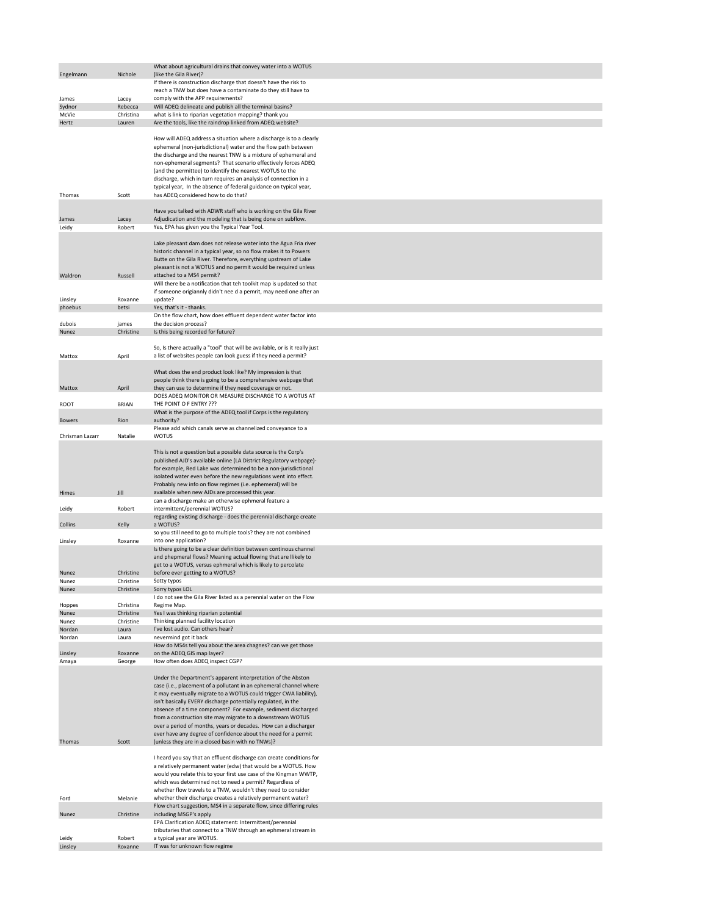| | | |
|---|---|---|
| Engelmann | Nichole | What about agricultural drains that convey water into a WOTUS (like the Gila River)? |
| James | Lacey | If there is construction discharge that doesn't have the risk to reach a TNW but does have a contaminate do they still have to comply with the APP requirements? |
| Sydnor | Rebecca | Will ADEQ delineate and publish all the terminal basins? |
| McVie | Christina | what is link to riparian vegetation mapping? thank you |
| Hertz | Lauren | Are the tools, like the raindrop linked from ADEQ website? |
| Thomas | Scott | How will ADEQ address a situation where a discharge is to a clearly ephemeral (non-jurisdictional) water and the flow path between the discharge and the nearest TNW is a mixture of ephemeral and non-ephemeral segments? That scenario effectively forces ADEQ (and the permittee) to identify the nearest WOTUS to the discharge, which in turn requires an analysis of connection in a typical year, In the absence of federal guidance on typical year, has ADEQ considered how to do that? |
| James | Lacey | Have you talked with ADWR staff who is working on the Gila River Adjudication and the modeling that is being done on subflow. |
| Leidy | Robert | Yes, EPA has given you the Typical Year Tool. |
| Waldron | Russell | Lake pleasant dam does not release water into the Agua Fria river historic channel in a typical year, so no flow makes it to Powers Butte on the Gila River. Therefore, everything upstream of Lake pleasant is not a WOTUS and no permit would be required unless attached to a MS4 permit? |
| Linsley | Roxanne | Will there be a notification that teh toolkit map is updated so that if someone origiannly didn't nee d a pemrit, may need one after an update? |
| phoebus | betsi | Yes, that's it - thanks. |
| dubois | james | On the flow chart, how does effluent dependent water factor into the decision process? |
| Nunez | Christine | Is this being recorded for future? |
| Mattox | April | So, Is there actually a "tool" that will be available, or is it really just a list of websites people can look guess if they need a permit? |
| Mattox | April | What does the end product look like? My impression is that people think there is going to be a comprehensive webpage that they can use to determine if they need coverage or not. |
| ROOT | BRIAN | DOES ADEQ MONITOR OR MEASURE DISCHARGE TO A WOTUS AT THE POINT O F ENTRY ??? |
| Bowers | Rion | What is the purpose of the ADEQ tool if Corps is the regulatory authority? |
| Chrisman Lazarr | Natalie | Please add which canals serve as channelized conveyance to a WOTUS |
| Himes | Jill | This is not a question but a possible data source is the Corp's published AJD's available online (LA District Regulatory webpage)- for example, Red Lake was determined to be a non-jurisdictional isolated water even before the new regulations went into effect. Probably new info on flow regimes (i.e. ephemeral) will be available when new AJDs are processed this year. |
| Leidy | Robert | can a discharge make an otherwise ephmeral feature a intermittent/perennial WOTUS? |
| Collins | Kelly | regarding existing discharge - does the perennial discharge create a WOTUS? |
| Linsley | Roxanne | so you still need to go to multiple tools? they are not combined into one application? |
| Nunez | Christine | Is there going to be a clear definition between continous channel and phepmeral flows? Meaning actual flowing that are llikely to get to a WOTUS, versus ephmeral which is likely to percolate before ever getting to a WOTUS? |
| Nunez | Christine | Sotty typos |
| Nunez | Christine | Sorry typos LOL |
| Hoppes | Christina | I do not see the Gila River listed as a perennial water on the Flow Regime Map. |
| Nunez | Christine | Yes I was thinking riparian potential |
| Nunez | Christine | Thinking planned facility location |
| Nordan | Laura | I've lost audio. Can others hear? |
| Nordan | Laura | nevermind got it back |
| Linsley | Roxanne | How do MS4s tell you about the area chagnes? can we get those on the ADEQ GIS map layer? |
| Amaya | George | How often does ADEQ inspect CGP? |
| Thomas | Scott | Under the Department's apparent interpretation of the Abston case (i.e., placement of a pollutant in an ephemeral channel where it may eventually migrate to a WOTUS could trigger CWA liability), isn't basically EVERY discharge potentially regulated, in the absence of a time component? For example, sediment discharged from a construction site may migrate to a downstream WOTUS over a period of months, years or decades. How can a discharger ever have any degree of confidence about the need for a permit (unless they are in a closed basin with no TNWs)? |
| Ford | Melanie | I heard you say that an effluent discharge can create conditions for a relatively permanent water (edw) that would be a WOTUS. How would you relate this to your first use case of the Kingman WWTP, which was determined not to need a permit? Regardless of whether flow travels to a TNW, wouldn't they need to consider whether their discharge creates a relatively permanent water? |
| Nunez | Christine | Flow chart suggestion, MS4 in a separate flow, since differing rules including MSGP's apply |
| Leidy | Robert | EPA Clarification ADEQ statement: Intermittent/perennial tributaries that connect to a TNW through an ephmeral stream in a typical year are WOTUS. |
| Linsley | Roxanne | IT was for unknown flow regime |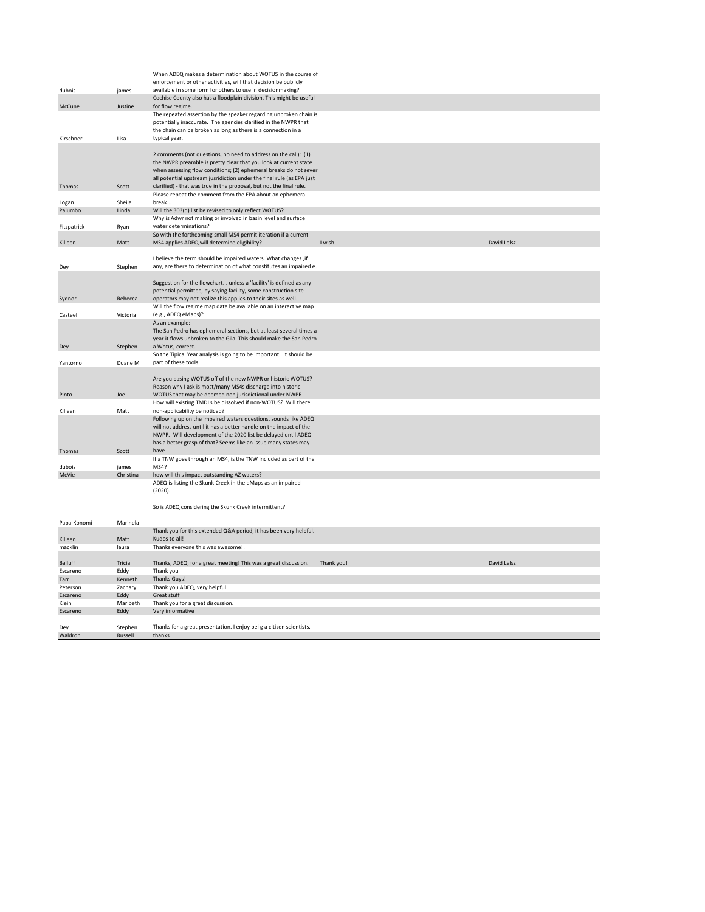| | | | | |
|---|---|---|---|---|
| dubois | james | When ADEQ makes a determination about WOTUS in the course of enforcement or other activities, will that decision be publicly available in some form for others to use in decisionmaking? | | |
| McCune | Justine | Cochise County also has a floodplain division. This might be useful for flow regime. | | |
| Kirschner | Lisa | The repeated assertion by the speaker regarding unbroken chain is potentially inaccurate. The agencies clarified in the NWPR that the chain can be broken as long as there is a connection in a typical year. | | |
| Thomas | Scott | 2 comments (not questions, no need to address on the call): (1) the NWPR preamble is pretty clear that you look at current state when assessing flow conditions; (2) ephemeral breaks do not sever all potential upstream jusridiction under the final rule (as EPA just clarified) - that was true in the proposal, but not the final rule. | | |
| Logan | Sheila | Please repeat the comment from the EPA about an ephemeral break... | | |
| Palumbo | Linda | Will the 303(d) list be revised to only reflect WOTUS? | | |
| Fitzpatrick | Ryan | Why is Adwr not making or involved in basin level and surface water determinations? | | |
| Killeen | Matt | So with the forthcoming small MS4 permit iteration if a current MS4 applies ADEQ will determine eligibility? | I wish! | David Lelsz |
| Dey | Stephen | I believe the term should be impaired waters. What changes ,if any, are there to determination of what constitutes an impaired e. | | |
| Sydnor | Rebecca | Suggestion for the flowchart... unless a 'facility' is defined as any potential permittee, by saying facility, some construction site operators may not realize this applies to their sites as well. | | |
| Casteel | Victoria | Will the flow regime map data be available on an interactive map (e.g., ADEQ eMaps)? | | |
| Dey | Stephen | As an example: The San Pedro has ephemeral sections, but at least several times a year it flows unbroken to the Gila. This should make the San Pedro a Wotus, correct. | | |
| Yantorno | Duane M | So the Tipical Year analysis is going to be important . It should be part of these tools. | | |
| Pinto | Joe | Are you basing WOTUS off of the new NWPR or historic WOTUS? Reason why I ask is most/many MS4s discharge into historic WOTUS that may be deemed non jurisdictional under NWPR | | |
| Killeen | Matt | How will existing TMDLs be dissolved if non-WOTUS? Will there non-applicability be noticed? | | |
| Thomas | Scott | Following up on the impaired waters questions, sounds like ADEQ will not address until it has a better handle on the impact of the NWPR. Will development of the 2020 list be delayed until ADEQ has a better grasp of that? Seems like an issue many states may have . . . | | |
| dubois | james | If a TNW goes through an MS4, is the TNW included as part of the MS4? | | |
| McVie | Christina | how will this impact outstanding AZ waters? | | |
| Papa-Konomi | Marinela | ADEQ is listing the Skunk Creek in the eMaps as an impaired (2020). So is ADEQ considering the Skunk Creek intermittent? | | |
| Killeen | Matt | Thank you for this extended Q&A period, it has been very helpful. Kudos to all! | | |
| macklin | laura | Thanks everyone this was awesome!! | | |
| Balluff | Tricia | Thanks, ADEQ, for a great meeting! This was a great discussion. | Thank you! | David Lelsz |
| Escareno | Eddy | Thank you | | |
| Tarr | Kenneth | Thanks Guys! | | |
| Peterson | Zachary | Thank you ADEQ, very helpful. | | |
| Escareno | Eddy | Great stuff | | |
| Klein | Maribeth | Thank you for a great discussion. | | |
| Escareno | Eddy | Very informative | | |
| Dey | Stephen | Thanks for a great presentation. I enjoy bei g a citizen scientists. | | |
| Waldron | Russell | thanks | | |